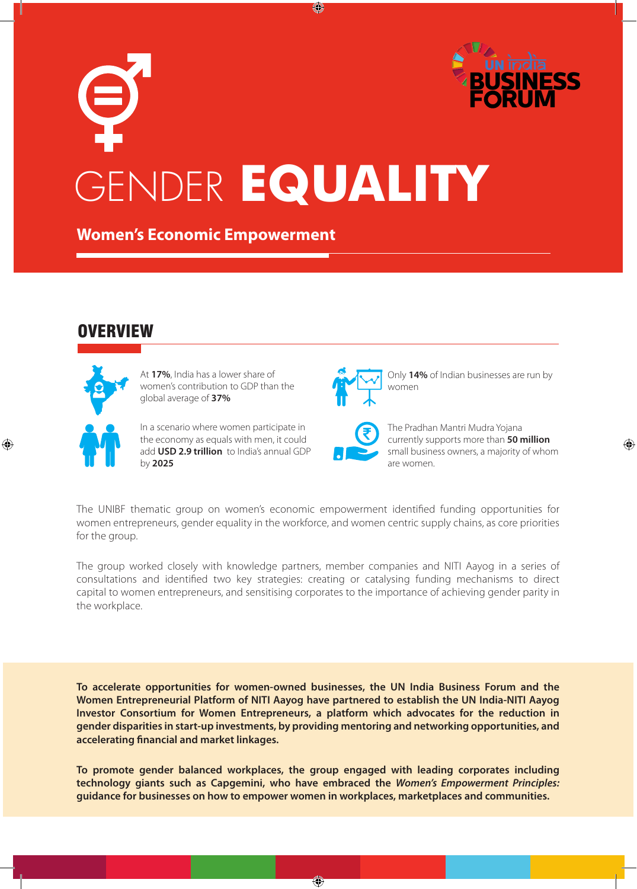UN India BUSINESS FORUM

# GENDER **EQUALITY**

## Women's Economic Empowerment

## OVERVIEW

At **17%**, India has a lower share of women's contribution to GDP than the global average of **37%**

Only **14%** of Indian businesses are run by women

In a scenario where women participate in the economy as equals with men, it could add **USD 2.9 trillion** to India's annual GDP by **2025**

The Pradhan Mantri Mudra Yojana currently supports more than **50 million** small business owners, a majority of whom are women.

The UNIBF thematic group on women's economic empowerment identified funding opportunities for women entrepreneurs, gender equality in the workforce, and women centric supply chains, as core priorities for the group.

The group worked closely with knowledge partners, member companies and NITI Aayog in a series of consultations and identified two key strategies: creating or catalysing funding mechanisms to direct capital to women entrepreneurs, and sensitising corporates to the importance of achieving gender parity in the workplace.

**To accelerate opportunities for women-owned businesses, the UN India Business Forum and the Women Entrepreneurial Platform of NITI Aayog have partnered to establish the UN India-NITI Aayog Investor Consortium for Women Entrepreneurs, a platform which advocates for the reduction in gender disparities in start-up investments, by providing mentoring and networking opportunities, and accelerating financial and market linkages.**

**To promote gender balanced workplaces, the group engaged with leading corporates including technology giants such as Capgemini, who have embraced the *Women's Empowerment Principles:* guidance for businesses on how to empower women in workplaces, marketplaces and communities.**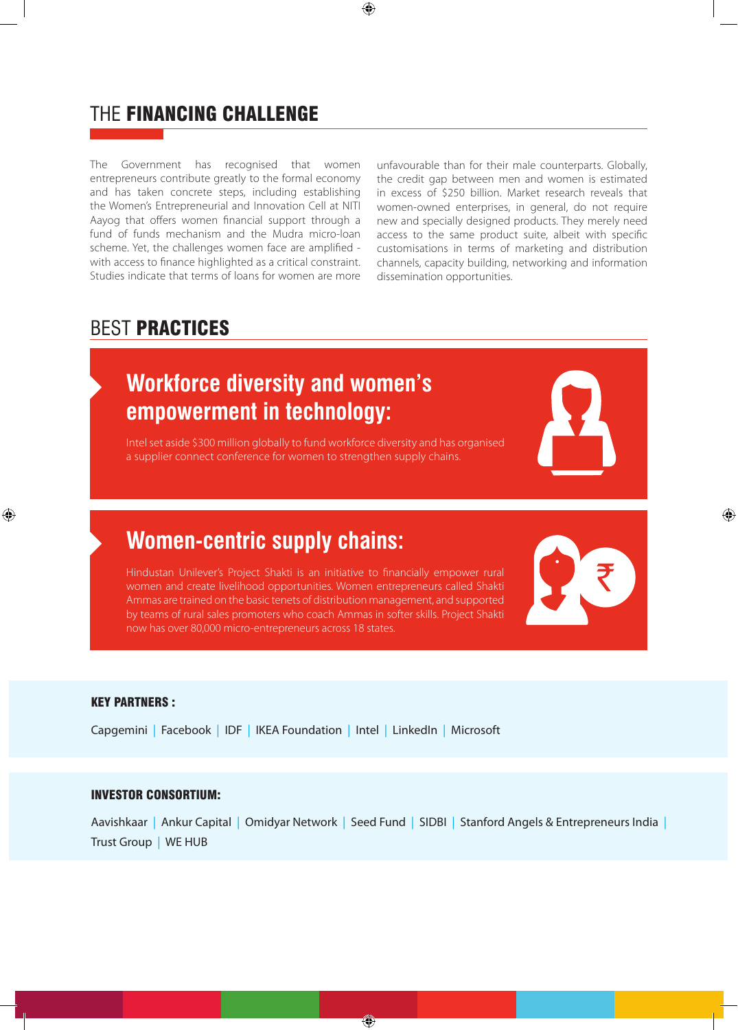## THE **FINANCING CHALLENGE**

The Government has recognised that women entrepreneurs contribute greatly to the formal economy and has taken concrete steps, including establishing the Women's Entrepreneurial and Innovation Cell at NITI Aayog that offers women financial support through a fund of funds mechanism and the Mudra micro-loan scheme. Yet, the challenges women face are amplified - with access to finance highlighted as a critical constraint. Studies indicate that terms of loans for women are more unfavourable than for their male counterparts. Globally, the credit gap between men and women is estimated in excess of $250 billion. Market research reveals that women-owned enterprises, in general, do not require new and specially designed products. They merely need access to the same product suite, albeit with specific customisations in terms of marketing and distribution channels, capacity building, networking and information dissemination opportunities.

## BEST **PRACTICES**

### Workforce diversity and women's empowerment in technology:

Intel set aside $300 million globally to fund workforce diversity and has organised a supplier connect conference for women to strengthen supply chains.

### Women-centric supply chains:

Hindustan Unilever's Project Shakti is an initiative to financially empower rural women and create livelihood opportunities. Women entrepreneurs called Shakti Ammas are trained on the basic tenets of distribution management, and supported by teams of rural sales promoters who coach Ammas in softer skills. Project Shakti now has over 80,000 micro-entrepreneurs across 18 states.

**KEY PARTNERS :**

Capgemini | Facebook | IDF | IKEA Foundation | Intel | LinkedIn | Microsoft

**INVESTOR CONSORTIUM:**

Aavishkaar | Ankur Capital | Omidyar Network | Seed Fund | SIDBI | Stanford Angels & Entrepreneurs India | Trust Group | WE HUB